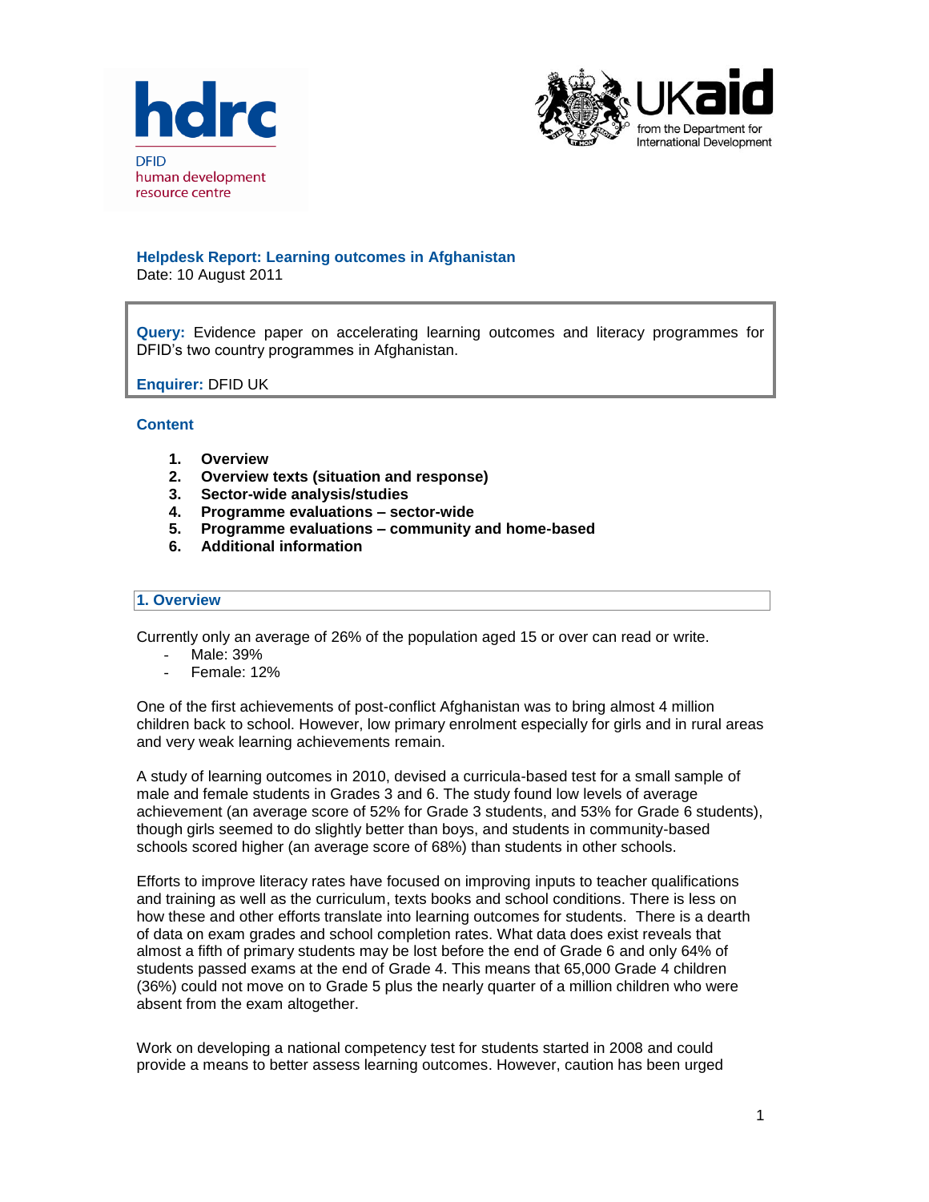hdrc

DFID
human development
resource centre

UKaid
from the Department for International Development

# Helpdesk Report: Learning outcomes in Afghanistan

Date: 10 August 2011

**Query:** Evidence paper on accelerating learning outcomes and literacy programmes for DFID's two country programmes in Afghanistan.

**Enquirer:** DFID UK

## Content

1. **Overview**
2. **Overview texts (situation and response)**
3. **Sector-wide analysis/studies**
4. **Programme evaluations – sector-wide**
5. **Programme evaluations – community and home-based**
6. **Additional information**

## 1. Overview

Currently only an average of 26% of the population aged 15 or over can read or write.

- Male: 39%
- Female: 12%

One of the first achievements of post-conflict Afghanistan was to bring almost 4 million children back to school. However, low primary enrolment especially for girls and in rural areas and very weak learning achievements remain.

A study of learning outcomes in 2010, devised a curricula-based test for a small sample of male and female students in Grades 3 and 6. The study found low levels of average achievement (an average score of 52% for Grade 3 students, and 53% for Grade 6 students), though girls seemed to do slightly better than boys, and students in community-based schools scored higher (an average score of 68%) than students in other schools.

Efforts to improve literacy rates have focused on improving inputs to teacher qualifications and training as well as the curriculum, texts books and school conditions. There is less on how these and other efforts translate into learning outcomes for students. There is a dearth of data on exam grades and school completion rates. What data does exist reveals that almost a fifth of primary students may be lost before the end of Grade 6 and only 64% of students passed exams at the end of Grade 4. This means that 65,000 Grade 4 children (36%) could not move on to Grade 5 plus the nearly quarter of a million children who were absent from the exam altogether.

Work on developing a national competency test for students started in 2008 and could provide a means to better assess learning outcomes. However, caution has been urged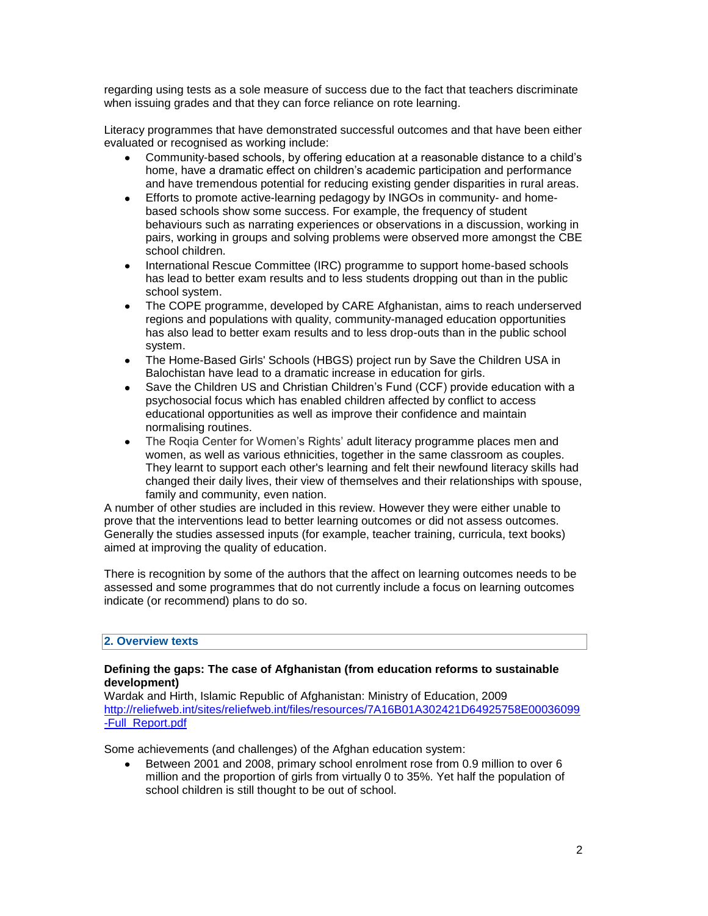regarding using tests as a sole measure of success due to the fact that teachers discriminate when issuing grades and that they can force reliance on rote learning.

Literacy programmes that have demonstrated successful outcomes and that have been either evaluated or recognised as working include:

- Community-based schools, by offering education at a reasonable distance to a child's home, have a dramatic effect on children's academic participation and performance and have tremendous potential for reducing existing gender disparities in rural areas.
- Efforts to promote active-learning pedagogy by INGOs in community- and home-based schools show some success. For example, the frequency of student behaviours such as narrating experiences or observations in a discussion, working in pairs, working in groups and solving problems were observed more amongst the CBE school children.
- International Rescue Committee (IRC) programme to support home-based schools has lead to better exam results and to less students dropping out than in the public school system.
- The COPE programme, developed by CARE Afghanistan, aims to reach underserved regions and populations with quality, community-managed education opportunities has also lead to better exam results and to less drop-outs than in the public school system.
- The Home-Based Girls' Schools (HBGS) project run by Save the Children USA in Balochistan have lead to a dramatic increase in education for girls.
- Save the Children US and Christian Children's Fund (CCF) provide education with a psychosocial focus which has enabled children affected by conflict to access educational opportunities as well as improve their confidence and maintain normalising routines.
- The Roqia Center for Women's Rights' adult literacy programme places men and women, as well as various ethnicities, together in the same classroom as couples. They learnt to support each other's learning and felt their newfound literacy skills had changed their daily lives, their view of themselves and their relationships with spouse, family and community, even nation.

A number of other studies are included in this review. However they were either unable to prove that the interventions lead to better learning outcomes or did not assess outcomes. Generally the studies assessed inputs (for example, teacher training, curricula, text books) aimed at improving the quality of education.

There is recognition by some of the authors that the affect on learning outcomes needs to be assessed and some programmes that do not currently include a focus on learning outcomes indicate (or recommend) plans to do so.

## 2. Overview texts

**Defining the gaps: The case of Afghanistan (from education reforms to sustainable development)**
Wardak and Hirth, Islamic Republic of Afghanistan: Ministry of Education, 2009
http://reliefweb.int/sites/reliefweb.int/files/resources/7A16B01A302421D64925758E00036099-Full_Report.pdf

Some achievements (and challenges) of the Afghan education system:

- Between 2001 and 2008, primary school enrolment rose from 0.9 million to over 6 million and the proportion of girls from virtually 0 to 35%. Yet half the population of school children is still thought to be out of school.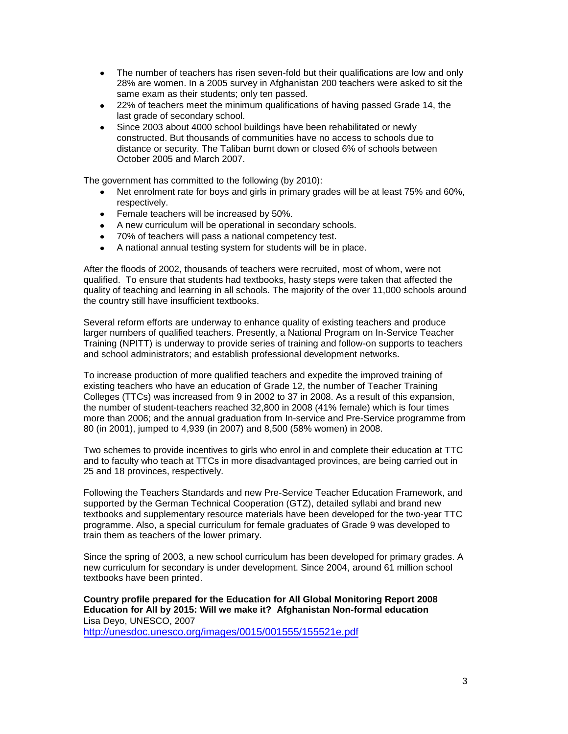- The number of teachers has risen seven-fold but their qualifications are low and only 28% are women. In a 2005 survey in Afghanistan 200 teachers were asked to sit the same exam as their students; only ten passed.
- 22% of teachers meet the minimum qualifications of having passed Grade 14, the last grade of secondary school.
- Since 2003 about 4000 school buildings have been rehabilitated or newly constructed. But thousands of communities have no access to schools due to distance or security. The Taliban burnt down or closed 6% of schools between October 2005 and March 2007.

The government has committed to the following (by 2010):

- Net enrolment rate for boys and girls in primary grades will be at least 75% and 60%, respectively.
- Female teachers will be increased by 50%.
- A new curriculum will be operational in secondary schools.
- 70% of teachers will pass a national competency test.
- A national annual testing system for students will be in place.

After the floods of 2002, thousands of teachers were recruited, most of whom, were not qualified. To ensure that students had textbooks, hasty steps were taken that affected the quality of teaching and learning in all schools. The majority of the over 11,000 schools around the country still have insufficient textbooks.

Several reform efforts are underway to enhance quality of existing teachers and produce larger numbers of qualified teachers. Presently, a National Program on In-Service Teacher Training (NPITT) is underway to provide series of training and follow-on supports to teachers and school administrators; and establish professional development networks.

To increase production of more qualified teachers and expedite the improved training of existing teachers who have an education of Grade 12, the number of Teacher Training Colleges (TTCs) was increased from 9 in 2002 to 37 in 2008. As a result of this expansion, the number of student-teachers reached 32,800 in 2008 (41% female) which is four times more than 2006; and the annual graduation from In-service and Pre-Service programme from 80 (in 2001), jumped to 4,939 (in 2007) and 8,500 (58% women) in 2008.

Two schemes to provide incentives to girls who enrol in and complete their education at TTC and to faculty who teach at TTCs in more disadvantaged provinces, are being carried out in 25 and 18 provinces, respectively.

Following the Teachers Standards and new Pre-Service Teacher Education Framework, and supported by the German Technical Cooperation (GTZ), detailed syllabi and brand new textbooks and supplementary resource materials have been developed for the two-year TTC programme. Also, a special curriculum for female graduates of Grade 9 was developed to train them as teachers of the lower primary.

Since the spring of 2003, a new school curriculum has been developed for primary grades. A new curriculum for secondary is under development. Since 2004, around 61 million school textbooks have been printed.

**Country profile prepared for the Education for All Global Monitoring Report 2008 Education for All by 2015: Will we make it? Afghanistan Non-formal education**
Lisa Deyo, UNESCO, 2007
http://unesdoc.unesco.org/images/0015/001555/155521e.pdf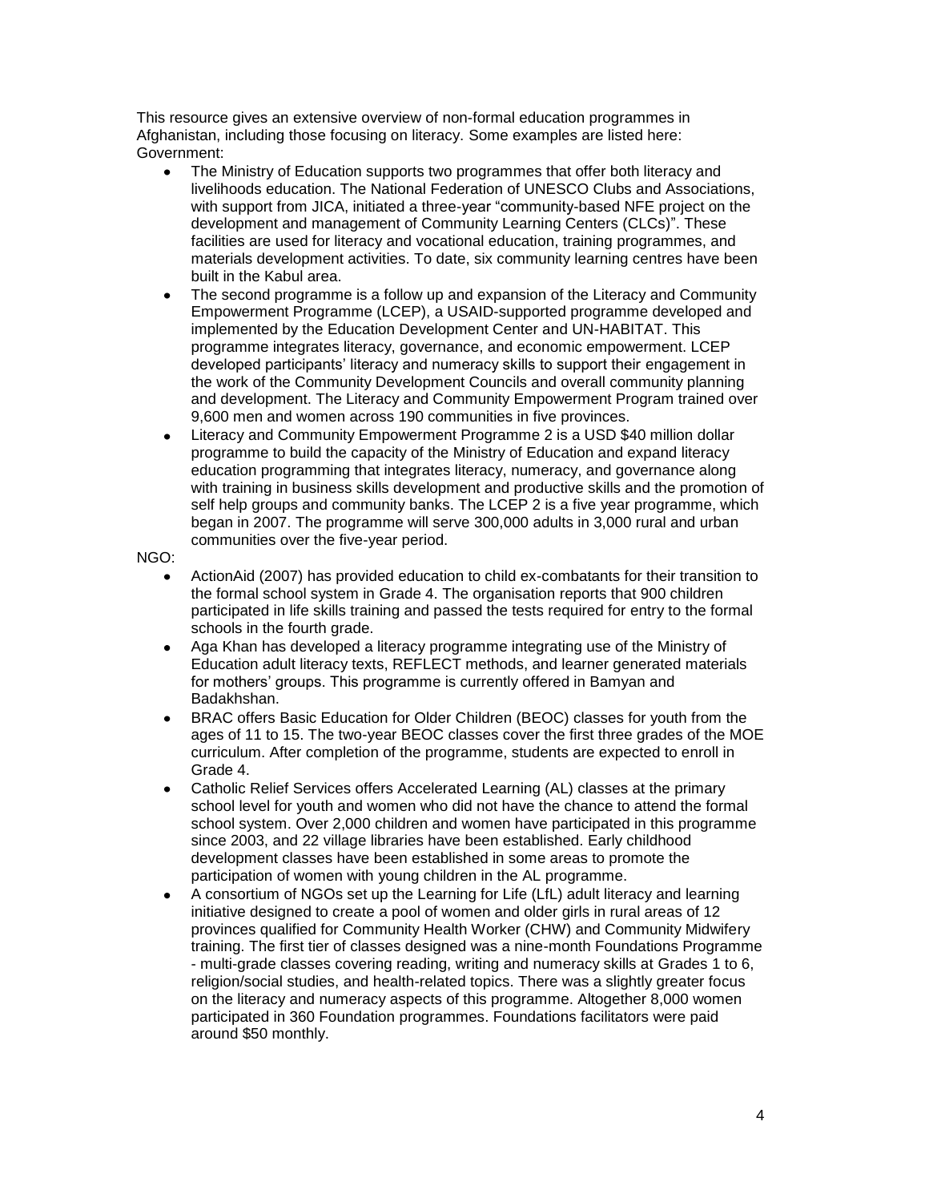This resource gives an extensive overview of non-formal education programmes in Afghanistan, including those focusing on literacy. Some examples are listed here:
Government:

- The Ministry of Education supports two programmes that offer both literacy and livelihoods education. The National Federation of UNESCO Clubs and Associations, with support from JICA, initiated a three-year "community-based NFE project on the development and management of Community Learning Centers (CLCs)". These facilities are used for literacy and vocational education, training programmes, and materials development activities. To date, six community learning centres have been built in the Kabul area.
- The second programme is a follow up and expansion of the Literacy and Community Empowerment Programme (LCEP), a USAID-supported programme developed and implemented by the Education Development Center and UN-HABITAT. This programme integrates literacy, governance, and economic empowerment. LCEP developed participants' literacy and numeracy skills to support their engagement in the work of the Community Development Councils and overall community planning and development. The Literacy and Community Empowerment Program trained over 9,600 men and women across 190 communities in five provinces.
- Literacy and Community Empowerment Programme 2 is a USD $40 million dollar programme to build the capacity of the Ministry of Education and expand literacy education programming that integrates literacy, numeracy, and governance along with training in business skills development and productive skills and the promotion of self help groups and community banks. The LCEP 2 is a five year programme, which began in 2007. The programme will serve 300,000 adults in 3,000 rural and urban communities over the five-year period.

NGO:

- ActionAid (2007) has provided education to child ex-combatants for their transition to the formal school system in Grade 4. The organisation reports that 900 children participated in life skills training and passed the tests required for entry to the formal schools in the fourth grade.
- Aga Khan has developed a literacy programme integrating use of the Ministry of Education adult literacy texts, REFLECT methods, and learner generated materials for mothers' groups. This programme is currently offered in Bamyan and Badakhshan.
- BRAC offers Basic Education for Older Children (BEOC) classes for youth from the ages of 11 to 15. The two-year BEOC classes cover the first three grades of the MOE curriculum. After completion of the programme, students are expected to enroll in Grade 4.
- Catholic Relief Services offers Accelerated Learning (AL) classes at the primary school level for youth and women who did not have the chance to attend the formal school system. Over 2,000 children and women have participated in this programme since 2003, and 22 village libraries have been established. Early childhood development classes have been established in some areas to promote the participation of women with young children in the AL programme.
- A consortium of NGOs set up the Learning for Life (LfL) adult literacy and learning initiative designed to create a pool of women and older girls in rural areas of 12 provinces qualified for Community Health Worker (CHW) and Community Midwifery training. The first tier of classes designed was a nine-month Foundations Programme - multi-grade classes covering reading, writing and numeracy skills at Grades 1 to 6, religion/social studies, and health-related topics. There was a slightly greater focus on the literacy and numeracy aspects of this programme. Altogether 8,000 women participated in 360 Foundation programmes. Foundations facilitators were paid around $50 monthly.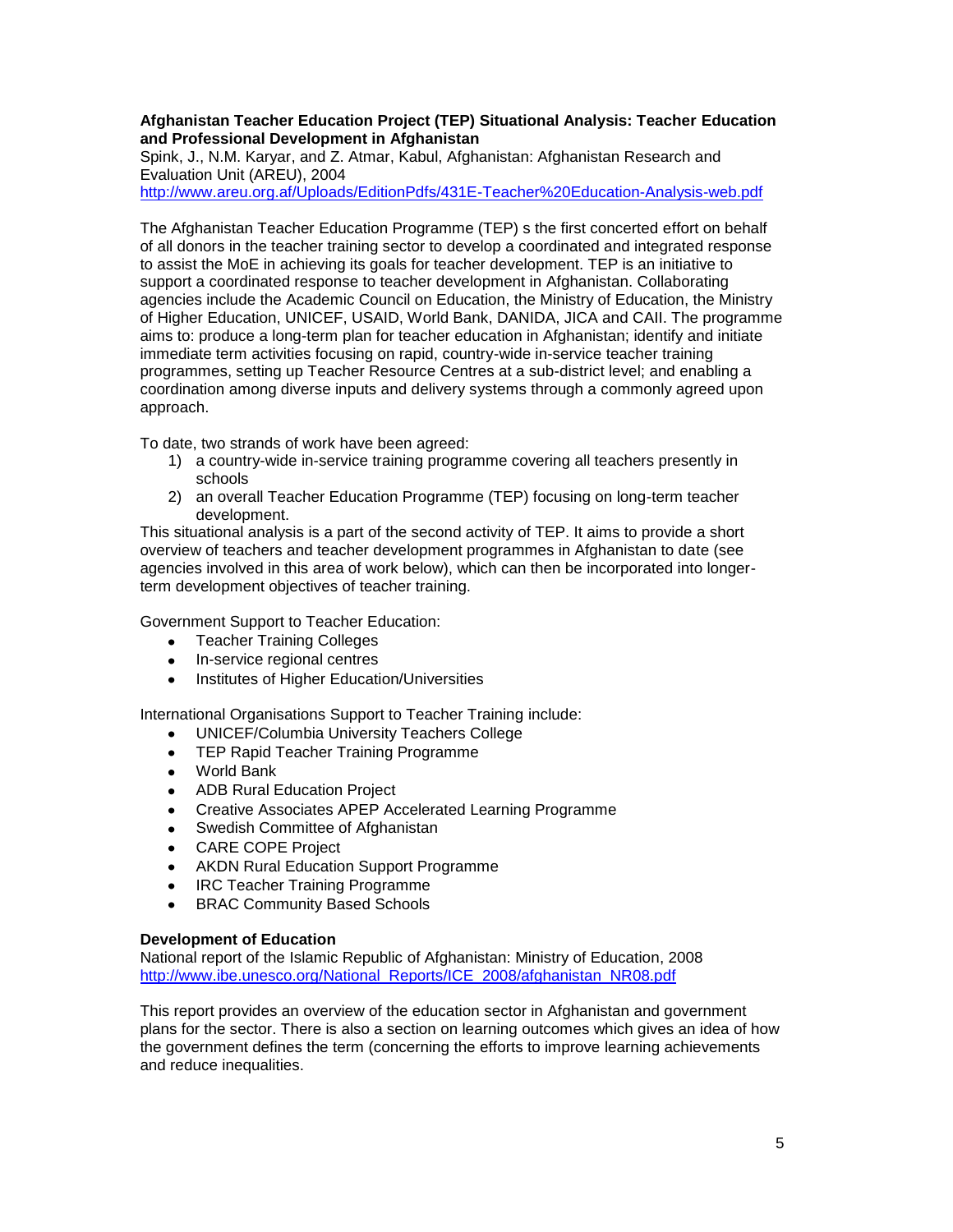**Afghanistan Teacher Education Project (TEP) Situational Analysis: Teacher Education and Professional Development in Afghanistan**
Spink, J., N.M. Karyar, and Z. Atmar, Kabul, Afghanistan: Afghanistan Research and Evaluation Unit (AREU), 2004
http://www.areu.org.af/Uploads/EditionPdfs/431E-Teacher%20Education-Analysis-web.pdf

The Afghanistan Teacher Education Programme (TEP) s the first concerted effort on behalf of all donors in the teacher training sector to develop a coordinated and integrated response to assist the MoE in achieving its goals for teacher development. TEP is an initiative to support a coordinated response to teacher development in Afghanistan. Collaborating agencies include the Academic Council on Education, the Ministry of Education, the Ministry of Higher Education, UNICEF, USAID, World Bank, DANIDA, JICA and CAII. The programme aims to: produce a long-term plan for teacher education in Afghanistan; identify and initiate immediate term activities focusing on rapid, country-wide in-service teacher training programmes, setting up Teacher Resource Centres at a sub-district level; and enabling a coordination among diverse inputs and delivery systems through a commonly agreed upon approach.

To date, two strands of work have been agreed:

1) a country-wide in-service training programme covering all teachers presently in schools
2) an overall Teacher Education Programme (TEP) focusing on long-term teacher development.

This situational analysis is a part of the second activity of TEP. It aims to provide a short overview of teachers and teacher development programmes in Afghanistan to date (see agencies involved in this area of work below), which can then be incorporated into longer-term development objectives of teacher training.

Government Support to Teacher Education:

- Teacher Training Colleges
- In-service regional centres
- Institutes of Higher Education/Universities

International Organisations Support to Teacher Training include:

- UNICEF/Columbia University Teachers College
- TEP Rapid Teacher Training Programme
- World Bank
- ADB Rural Education Project
- Creative Associates APEP Accelerated Learning Programme
- Swedish Committee of Afghanistan
- CARE COPE Project
- AKDN Rural Education Support Programme
- IRC Teacher Training Programme
- BRAC Community Based Schools

**Development of Education**
National report of the Islamic Republic of Afghanistan: Ministry of Education, 2008
http://www.ibe.unesco.org/National_Reports/ICE_2008/afghanistan_NR08.pdf

This report provides an overview of the education sector in Afghanistan and government plans for the sector. There is also a section on learning outcomes which gives an idea of how the government defines the term (concerning the efforts to improve learning achievements and reduce inequalities.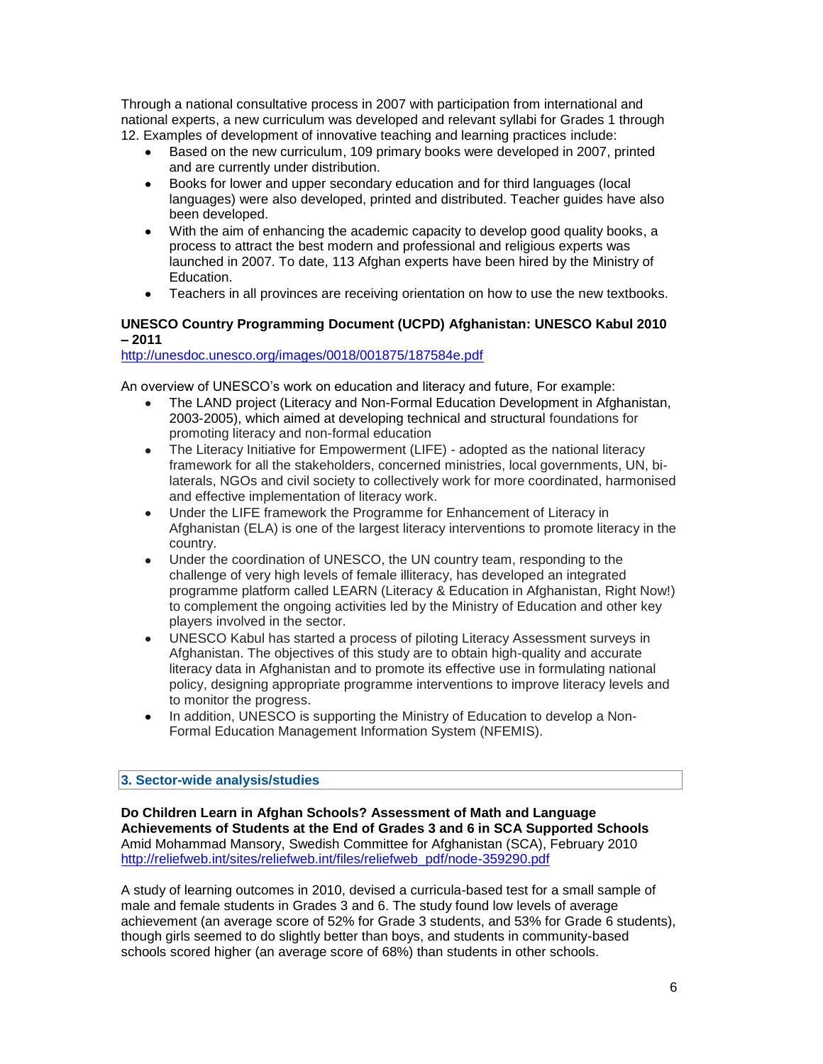Through a national consultative process in 2007 with participation from international and national experts, a new curriculum was developed and relevant syllabi for Grades 1 through 12. Examples of development of innovative teaching and learning practices include:

- Based on the new curriculum, 109 primary books were developed in 2007, printed and are currently under distribution.
- Books for lower and upper secondary education and for third languages (local languages) were also developed, printed and distributed. Teacher guides have also been developed.
- With the aim of enhancing the academic capacity to develop good quality books, a process to attract the best modern and professional and religious experts was launched in 2007. To date, 113 Afghan experts have been hired by the Ministry of Education.
- Teachers in all provinces are receiving orientation on how to use the new textbooks.

**UNESCO Country Programming Document (UCPD) Afghanistan: UNESCO Kabul 2010 – 2011**
http://unesdoc.unesco.org/images/0018/001875/187584e.pdf

An overview of UNESCO's work on education and literacy and future, For example:

- The LAND project (Literacy and Non-Formal Education Development in Afghanistan, 2003-2005), which aimed at developing technical and structural foundations for promoting literacy and non-formal education
- The Literacy Initiative for Empowerment (LIFE) - adopted as the national literacy framework for all the stakeholders, concerned ministries, local governments, UN, bi-laterals, NGOs and civil society to collectively work for more coordinated, harmonised and effective implementation of literacy work.
- Under the LIFE framework the Programme for Enhancement of Literacy in Afghanistan (ELA) is one of the largest literacy interventions to promote literacy in the country.
- Under the coordination of UNESCO, the UN country team, responding to the challenge of very high levels of female illiteracy, has developed an integrated programme platform called LEARN (Literacy & Education in Afghanistan, Right Now!) to complement the ongoing activities led by the Ministry of Education and other key players involved in the sector.
- UNESCO Kabul has started a process of piloting Literacy Assessment surveys in Afghanistan. The objectives of this study are to obtain high-quality and accurate literacy data in Afghanistan and to promote its effective use in formulating national policy, designing appropriate programme interventions to improve literacy levels and to monitor the progress.
- In addition, UNESCO is supporting the Ministry of Education to develop a Non-Formal Education Management Information System (NFEMIS).

## 3. Sector-wide analysis/studies

**Do Children Learn in Afghan Schools? Assessment of Math and Language Achievements of Students at the End of Grades 3 and 6 in SCA Supported Schools**
Amid Mohammad Mansory, Swedish Committee for Afghanistan (SCA), February 2010
http://reliefweb.int/sites/reliefweb.int/files/reliefweb_pdf/node-359290.pdf

A study of learning outcomes in 2010, devised a curricula-based test for a small sample of male and female students in Grades 3 and 6. The study found low levels of average achievement (an average score of 52% for Grade 3 students, and 53% for Grade 6 students), though girls seemed to do slightly better than boys, and students in community-based schools scored higher (an average score of 68%) than students in other schools.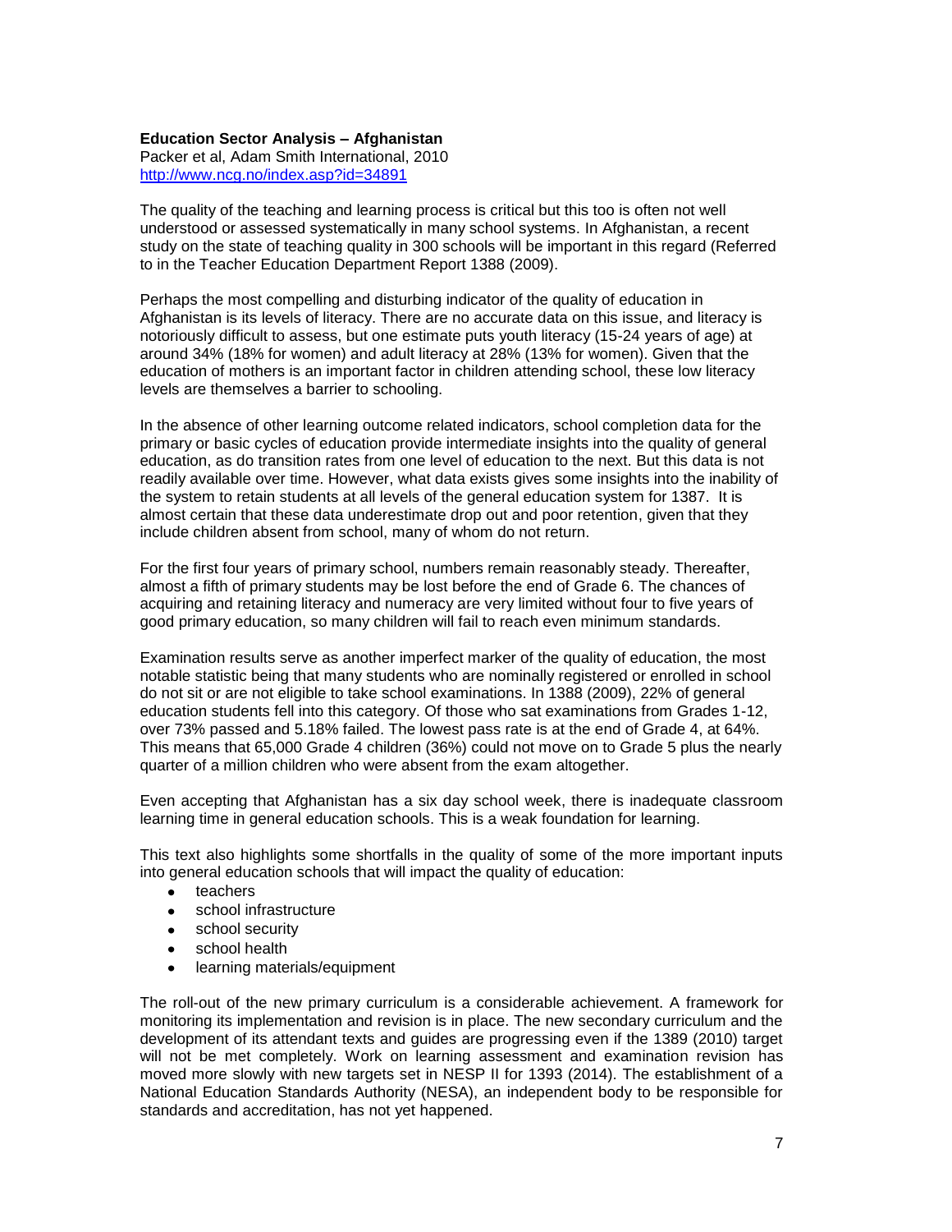**Education Sector Analysis – Afghanistan**
Packer et al, Adam Smith International, 2010
http://www.ncg.no/index.asp?id=34891

The quality of the teaching and learning process is critical but this too is often not well understood or assessed systematically in many school systems. In Afghanistan, a recent study on the state of teaching quality in 300 schools will be important in this regard (Referred to in the Teacher Education Department Report 1388 (2009).

Perhaps the most compelling and disturbing indicator of the quality of education in Afghanistan is its levels of literacy. There are no accurate data on this issue, and literacy is notoriously difficult to assess, but one estimate puts youth literacy (15-24 years of age) at around 34% (18% for women) and adult literacy at 28% (13% for women). Given that the education of mothers is an important factor in children attending school, these low literacy levels are themselves a barrier to schooling.

In the absence of other learning outcome related indicators, school completion data for the primary or basic cycles of education provide intermediate insights into the quality of general education, as do transition rates from one level of education to the next. But this data is not readily available over time. However, what data exists gives some insights into the inability of the system to retain students at all levels of the general education system for 1387. It is almost certain that these data underestimate drop out and poor retention, given that they include children absent from school, many of whom do not return.

For the first four years of primary school, numbers remain reasonably steady. Thereafter, almost a fifth of primary students may be lost before the end of Grade 6. The chances of acquiring and retaining literacy and numeracy are very limited without four to five years of good primary education, so many children will fail to reach even minimum standards.

Examination results serve as another imperfect marker of the quality of education, the most notable statistic being that many students who are nominally registered or enrolled in school do not sit or are not eligible to take school examinations. In 1388 (2009), 22% of general education students fell into this category. Of those who sat examinations from Grades 1-12, over 73% passed and 5.18% failed. The lowest pass rate is at the end of Grade 4, at 64%. This means that 65,000 Grade 4 children (36%) could not move on to Grade 5 plus the nearly quarter of a million children who were absent from the exam altogether.

Even accepting that Afghanistan has a six day school week, there is inadequate classroom learning time in general education schools. This is a weak foundation for learning.

This text also highlights some shortfalls in the quality of some of the more important inputs into general education schools that will impact the quality of education:

- teachers
- school infrastructure
- school security
- school health
- learning materials/equipment

The roll-out of the new primary curriculum is a considerable achievement. A framework for monitoring its implementation and revision is in place. The new secondary curriculum and the development of its attendant texts and guides are progressing even if the 1389 (2010) target will not be met completely. Work on learning assessment and examination revision has moved more slowly with new targets set in NESP II for 1393 (2014). The establishment of a National Education Standards Authority (NESA), an independent body to be responsible for standards and accreditation, has not yet happened.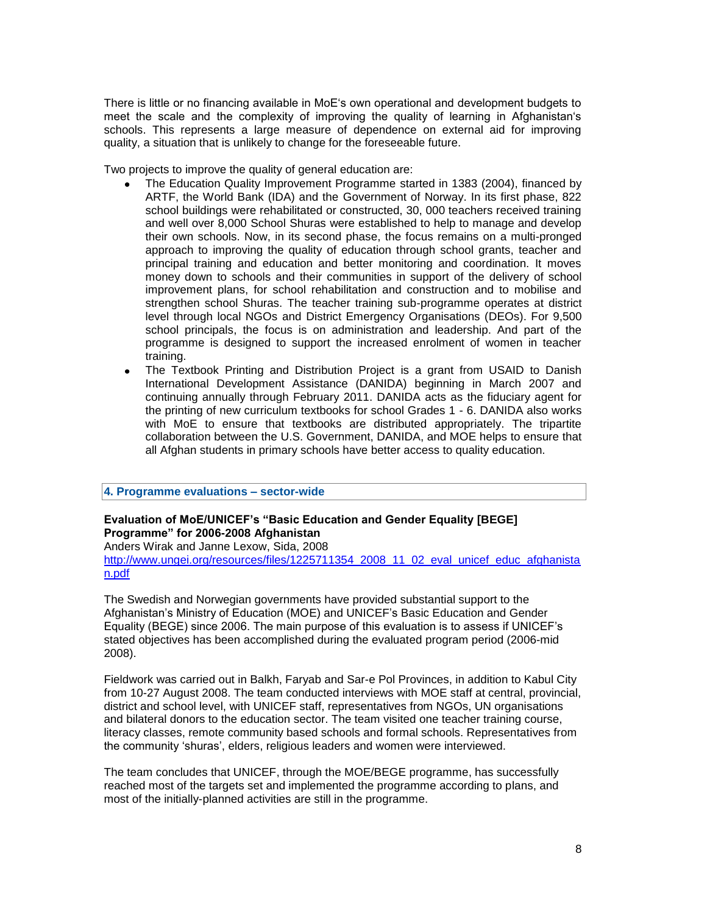There is little or no financing available in MoE's own operational and development budgets to meet the scale and the complexity of improving the quality of learning in Afghanistan's schools. This represents a large measure of dependence on external aid for improving quality, a situation that is unlikely to change for the foreseeable future.

Two projects to improve the quality of general education are:

- The Education Quality Improvement Programme started in 1383 (2004), financed by ARTF, the World Bank (IDA) and the Government of Norway. In its first phase, 822 school buildings were rehabilitated or constructed, 30, 000 teachers received training and well over 8,000 School Shuras were established to help to manage and develop their own schools. Now, in its second phase, the focus remains on a multi-pronged approach to improving the quality of education through school grants, teacher and principal training and education and better monitoring and coordination. It moves money down to schools and their communities in support of the delivery of school improvement plans, for school rehabilitation and construction and to mobilise and strengthen school Shuras. The teacher training sub-programme operates at district level through local NGOs and District Emergency Organisations (DEOs). For 9,500 school principals, the focus is on administration and leadership. And part of the programme is designed to support the increased enrolment of women in teacher training.
- The Textbook Printing and Distribution Project is a grant from USAID to Danish International Development Assistance (DANIDA) beginning in March 2007 and continuing annually through February 2011. DANIDA acts as the fiduciary agent for the printing of new curriculum textbooks for school Grades 1 - 6. DANIDA also works with MoE to ensure that textbooks are distributed appropriately. The tripartite collaboration between the U.S. Government, DANIDA, and MOE helps to ensure that all Afghan students in primary schools have better access to quality education.

## 4. Programme evaluations – sector-wide

**Evaluation of MoE/UNICEF's "Basic Education and Gender Equality [BEGE] Programme" for 2006-2008 Afghanistan**

Anders Wirak and Janne Lexow, Sida, 2008

http://www.ungei.org/resources/files/1225711354_2008_11_02_eval_unicef_educ_afghanistan.pdf

The Swedish and Norwegian governments have provided substantial support to the Afghanistan's Ministry of Education (MOE) and UNICEF's Basic Education and Gender Equality (BEGE) since 2006. The main purpose of this evaluation is to assess if UNICEF's stated objectives has been accomplished during the evaluated program period (2006-mid 2008).

Fieldwork was carried out in Balkh, Faryab and Sar-e Pol Provinces, in addition to Kabul City from 10-27 August 2008. The team conducted interviews with MOE staff at central, provincial, district and school level, with UNICEF staff, representatives from NGOs, UN organisations and bilateral donors to the education sector. The team visited one teacher training course, literacy classes, remote community based schools and formal schools. Representatives from the community 'shuras', elders, religious leaders and women were interviewed.

The team concludes that UNICEF, through the MOE/BEGE programme, has successfully reached most of the targets set and implemented the programme according to plans, and most of the initially-planned activities are still in the programme.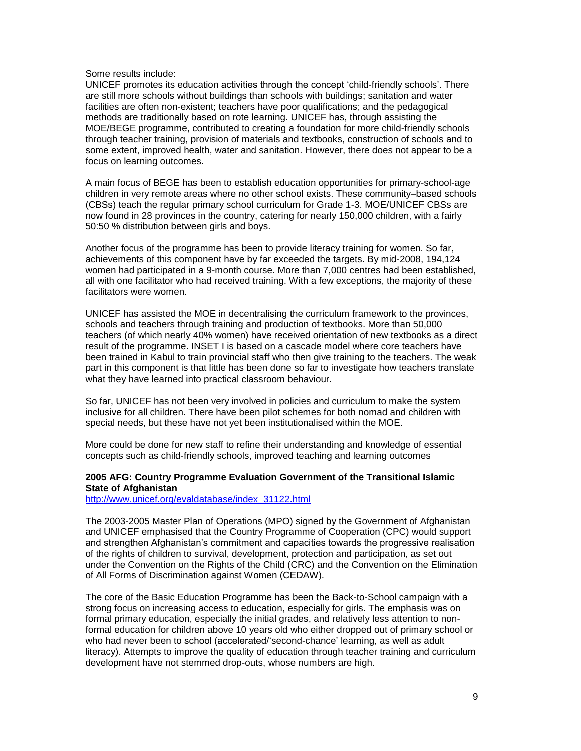Some results include:
UNICEF promotes its education activities through the concept 'child-friendly schools'. There are still more schools without buildings than schools with buildings; sanitation and water facilities are often non-existent; teachers have poor qualifications; and the pedagogical methods are traditionally based on rote learning. UNICEF has, through assisting the MOE/BEGE programme, contributed to creating a foundation for more child-friendly schools through teacher training, provision of materials and textbooks, construction of schools and to some extent, improved health, water and sanitation. However, there does not appear to be a focus on learning outcomes.

A main focus of BEGE has been to establish education opportunities for primary-school-age children in very remote areas where no other school exists. These community–based schools (CBSs) teach the regular primary school curriculum for Grade 1-3. MOE/UNICEF CBSs are now found in 28 provinces in the country, catering for nearly 150,000 children, with a fairly 50:50 % distribution between girls and boys.

Another focus of the programme has been to provide literacy training for women. So far, achievements of this component have by far exceeded the targets. By mid-2008, 194,124 women had participated in a 9-month course. More than 7,000 centres had been established, all with one facilitator who had received training. With a few exceptions, the majority of these facilitators were women.

UNICEF has assisted the MOE in decentralising the curriculum framework to the provinces, schools and teachers through training and production of textbooks. More than 50,000 teachers (of which nearly 40% women) have received orientation of new textbooks as a direct result of the programme. INSET I is based on a cascade model where core teachers have been trained in Kabul to train provincial staff who then give training to the teachers. The weak part in this component is that little has been done so far to investigate how teachers translate what they have learned into practical classroom behaviour.

So far, UNICEF has not been very involved in policies and curriculum to make the system inclusive for all children. There have been pilot schemes for both nomad and children with special needs, but these have not yet been institutionalised within the MOE.

More could be done for new staff to refine their understanding and knowledge of essential concepts such as child-friendly schools, improved teaching and learning outcomes

**2005 AFG: Country Programme Evaluation Government of the Transitional Islamic State of Afghanistan**
http://www.unicef.org/evaldatabase/index_31122.html

The 2003-2005 Master Plan of Operations (MPO) signed by the Government of Afghanistan and UNICEF emphasised that the Country Programme of Cooperation (CPC) would support and strengthen Afghanistan's commitment and capacities towards the progressive realisation of the rights of children to survival, development, protection and participation, as set out under the Convention on the Rights of the Child (CRC) and the Convention on the Elimination of All Forms of Discrimination against Women (CEDAW).

The core of the Basic Education Programme has been the Back-to-School campaign with a strong focus on increasing access to education, especially for girls. The emphasis was on formal primary education, especially the initial grades, and relatively less attention to non-formal education for children above 10 years old who either dropped out of primary school or who had never been to school (accelerated/'second-chance' learning, as well as adult literacy). Attempts to improve the quality of education through teacher training and curriculum development have not stemmed drop-outs, whose numbers are high.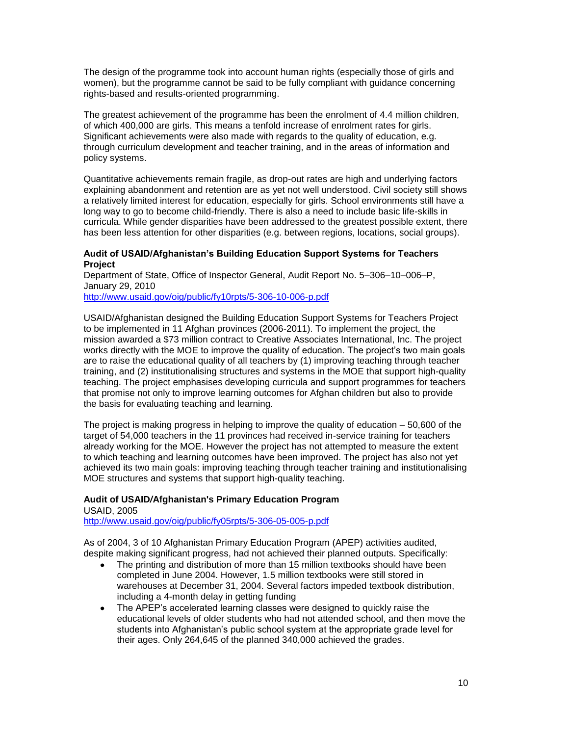The design of the programme took into account human rights (especially those of girls and women), but the programme cannot be said to be fully compliant with guidance concerning rights-based and results-oriented programming.

The greatest achievement of the programme has been the enrolment of 4.4 million children, of which 400,000 are girls. This means a tenfold increase of enrolment rates for girls. Significant achievements were also made with regards to the quality of education, e.g. through curriculum development and teacher training, and in the areas of information and policy systems.

Quantitative achievements remain fragile, as drop-out rates are high and underlying factors explaining abandonment and retention are as yet not well understood. Civil society still shows a relatively limited interest for education, especially for girls. School environments still have a long way to go to become child-friendly. There is also a need to include basic life-skills in curricula. While gender disparities have been addressed to the greatest possible extent, there has been less attention for other disparities (e.g. between regions, locations, social groups).

**Audit of USAID/Afghanistan's Building Education Support Systems for Teachers Project**
Department of State, Office of Inspector General, Audit Report No. 5–306–10–006–P, January 29, 2010
http://www.usaid.gov/oig/public/fy10rpts/5-306-10-006-p.pdf

USAID/Afghanistan designed the Building Education Support Systems for Teachers Project to be implemented in 11 Afghan provinces (2006-2011). To implement the project, the mission awarded a $73 million contract to Creative Associates International, Inc. The project works directly with the MOE to improve the quality of education. The project's two main goals are to raise the educational quality of all teachers by (1) improving teaching through teacher training, and (2) institutionalising structures and systems in the MOE that support high-quality teaching. The project emphasises developing curricula and support programmes for teachers that promise not only to improve learning outcomes for Afghan children but also to provide the basis for evaluating teaching and learning.

The project is making progress in helping to improve the quality of education – 50,600 of the target of 54,000 teachers in the 11 provinces had received in-service training for teachers already working for the MOE. However the project has not attempted to measure the extent to which teaching and learning outcomes have been improved. The project has also not yet achieved its two main goals: improving teaching through teacher training and institutionalising MOE structures and systems that support high-quality teaching.

**Audit of USAID/Afghanistan's Primary Education Program**
USAID, 2005
http://www.usaid.gov/oig/public/fy05rpts/5-306-05-005-p.pdf

As of 2004, 3 of 10 Afghanistan Primary Education Program (APEP) activities audited, despite making significant progress, had not achieved their planned outputs. Specifically:

- The printing and distribution of more than 15 million textbooks should have been completed in June 2004. However, 1.5 million textbooks were still stored in warehouses at December 31, 2004. Several factors impeded textbook distribution, including a 4-month delay in getting funding
- The APEP's accelerated learning classes were designed to quickly raise the educational levels of older students who had not attended school, and then move the students into Afghanistan's public school system at the appropriate grade level for their ages. Only 264,645 of the planned 340,000 achieved the grades.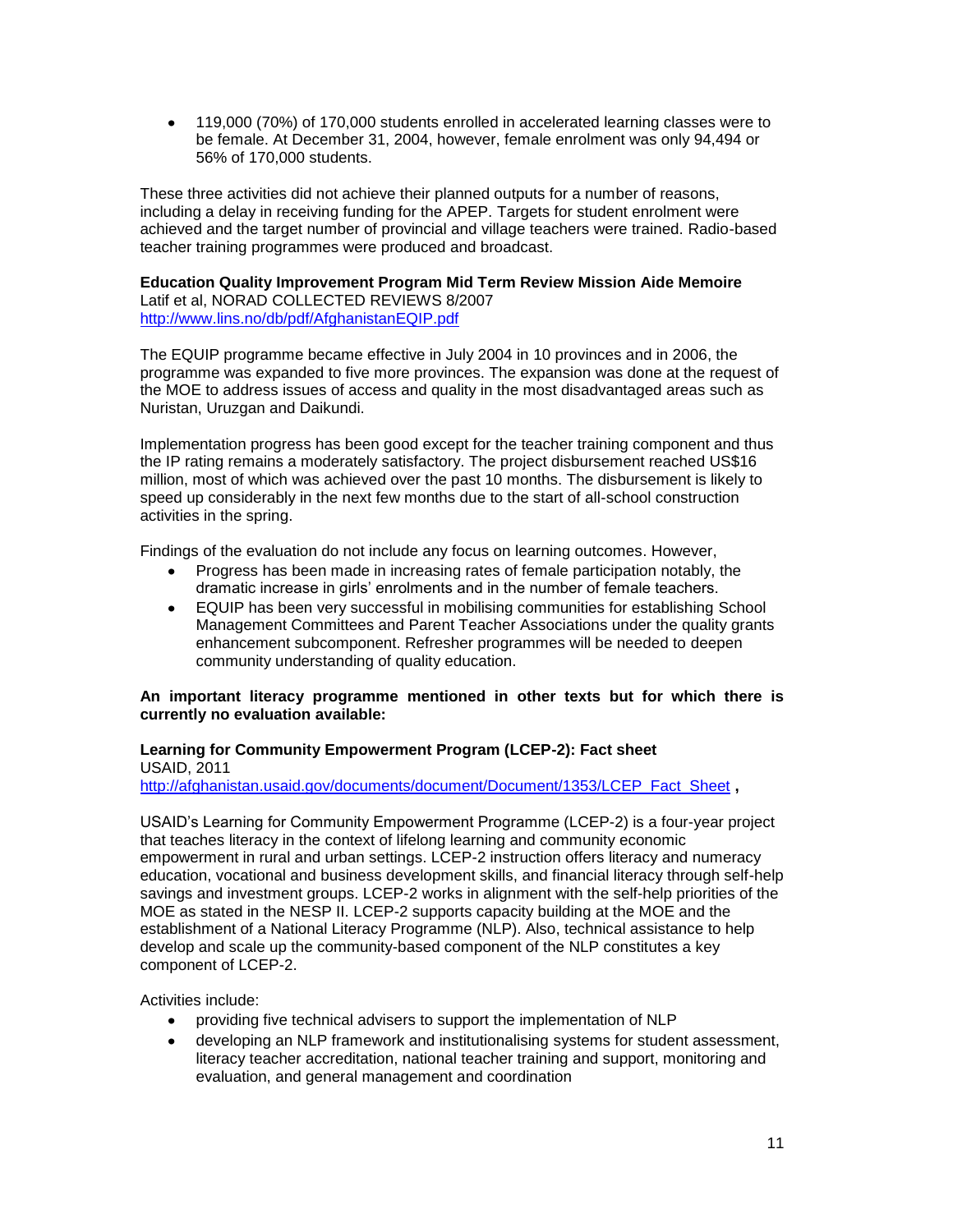- 119,000 (70%) of 170,000 students enrolled in accelerated learning classes were to be female. At December 31, 2004, however, female enrolment was only 94,494 or 56% of 170,000 students.

These three activities did not achieve their planned outputs for a number of reasons, including a delay in receiving funding for the APEP. Targets for student enrolment were achieved and the target number of provincial and village teachers were trained. Radio-based teacher training programmes were produced and broadcast.

**Education Quality Improvement Program Mid Term Review Mission Aide Memoire**
Latif et al, NORAD COLLECTED REVIEWS 8/2007
http://www.lins.no/db/pdf/AfghanistanEQIP.pdf

The EQUIP programme became effective in July 2004 in 10 provinces and in 2006, the programme was expanded to five more provinces. The expansion was done at the request of the MOE to address issues of access and quality in the most disadvantaged areas such as Nuristan, Uruzgan and Daikundi.

Implementation progress has been good except for the teacher training component and thus the IP rating remains a moderately satisfactory. The project disbursement reached US$16 million, most of which was achieved over the past 10 months. The disbursement is likely to speed up considerably in the next few months due to the start of all-school construction activities in the spring.

Findings of the evaluation do not include any focus on learning outcomes. However,

- Progress has been made in increasing rates of female participation notably, the dramatic increase in girls' enrolments and in the number of female teachers.
- EQUIP has been very successful in mobilising communities for establishing School Management Committees and Parent Teacher Associations under the quality grants enhancement subcomponent. Refresher programmes will be needed to deepen community understanding of quality education.

**An important literacy programme mentioned in other texts but for which there is currently no evaluation available:**

**Learning for Community Empowerment Program (LCEP-2): Fact sheet**
USAID, 2011
http://afghanistan.usaid.gov/documents/document/Document/1353/LCEP_Fact_Sheet **,**

USAID's Learning for Community Empowerment Programme (LCEP-2) is a four-year project that teaches literacy in the context of lifelong learning and community economic empowerment in rural and urban settings. LCEP-2 instruction offers literacy and numeracy education, vocational and business development skills, and financial literacy through self-help savings and investment groups. LCEP-2 works in alignment with the self-help priorities of the MOE as stated in the NESP II. LCEP-2 supports capacity building at the MOE and the establishment of a National Literacy Programme (NLP). Also, technical assistance to help develop and scale up the community-based component of the NLP constitutes a key component of LCEP-2.

Activities include:

- providing five technical advisers to support the implementation of NLP
- developing an NLP framework and institutionalising systems for student assessment, literacy teacher accreditation, national teacher training and support, monitoring and evaluation, and general management and coordination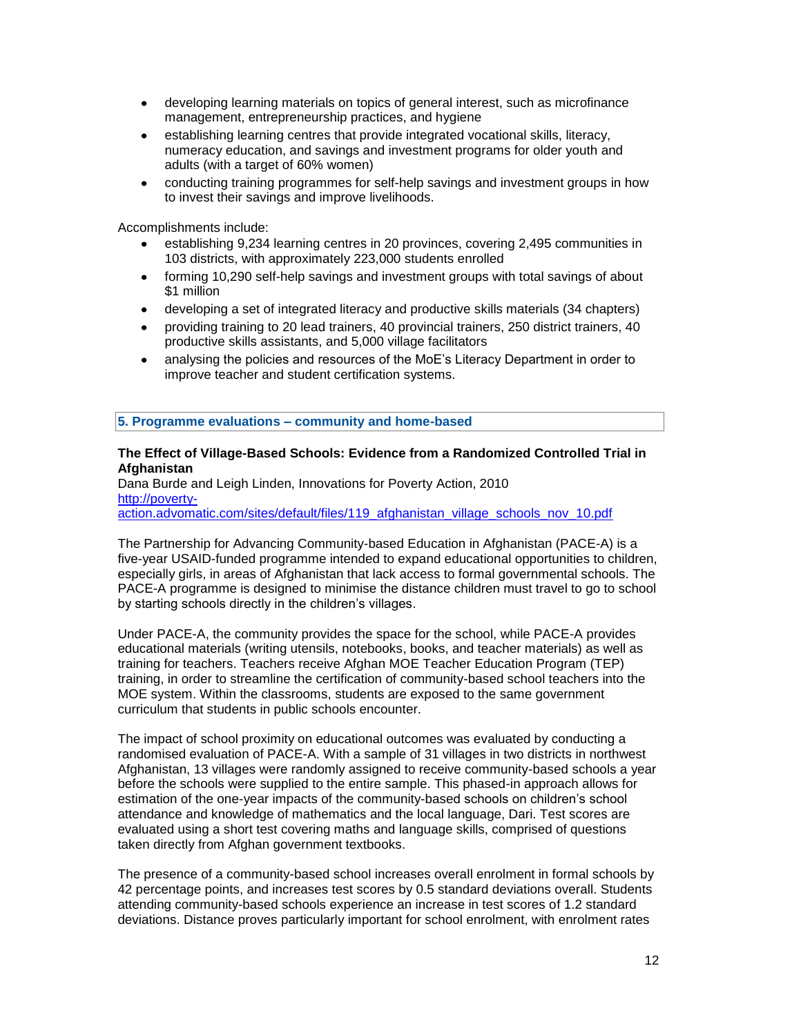- developing learning materials on topics of general interest, such as microfinance management, entrepreneurship practices, and hygiene
- establishing learning centres that provide integrated vocational skills, literacy, numeracy education, and savings and investment programs for older youth and adults (with a target of 60% women)
- conducting training programmes for self-help savings and investment groups in how to invest their savings and improve livelihoods.

Accomplishments include:

- establishing 9,234 learning centres in 20 provinces, covering 2,495 communities in 103 districts, with approximately 223,000 students enrolled
- forming 10,290 self-help savings and investment groups with total savings of about $1 million
- developing a set of integrated literacy and productive skills materials (34 chapters)
- providing training to 20 lead trainers, 40 provincial trainers, 250 district trainers, 40 productive skills assistants, and 5,000 village facilitators
- analysing the policies and resources of the MoE's Literacy Department in order to improve teacher and student certification systems.

## 5. Programme evaluations – community and home-based

**The Effect of Village-Based Schools: Evidence from a Randomized Controlled Trial in Afghanistan**
Dana Burde and Leigh Linden, Innovations for Poverty Action, 2010
http://poverty-action.advomatic.com/sites/default/files/119_afghanistan_village_schools_nov_10.pdf

The Partnership for Advancing Community-based Education in Afghanistan (PACE-A) is a five-year USAID-funded programme intended to expand educational opportunities to children, especially girls, in areas of Afghanistan that lack access to formal governmental schools. The PACE-A programme is designed to minimise the distance children must travel to go to school by starting schools directly in the children's villages.

Under PACE-A, the community provides the space for the school, while PACE-A provides educational materials (writing utensils, notebooks, books, and teacher materials) as well as training for teachers. Teachers receive Afghan MOE Teacher Education Program (TEP) training, in order to streamline the certification of community-based school teachers into the MOE system. Within the classrooms, students are exposed to the same government curriculum that students in public schools encounter.

The impact of school proximity on educational outcomes was evaluated by conducting a randomised evaluation of PACE-A. With a sample of 31 villages in two districts in northwest Afghanistan, 13 villages were randomly assigned to receive community-based schools a year before the schools were supplied to the entire sample. This phased-in approach allows for estimation of the one-year impacts of the community-based schools on children's school attendance and knowledge of mathematics and the local language, Dari. Test scores are evaluated using a short test covering maths and language skills, comprised of questions taken directly from Afghan government textbooks.

The presence of a community-based school increases overall enrolment in formal schools by 42 percentage points, and increases test scores by 0.5 standard deviations overall. Students attending community-based schools experience an increase in test scores of 1.2 standard deviations. Distance proves particularly important for school enrolment, with enrolment rates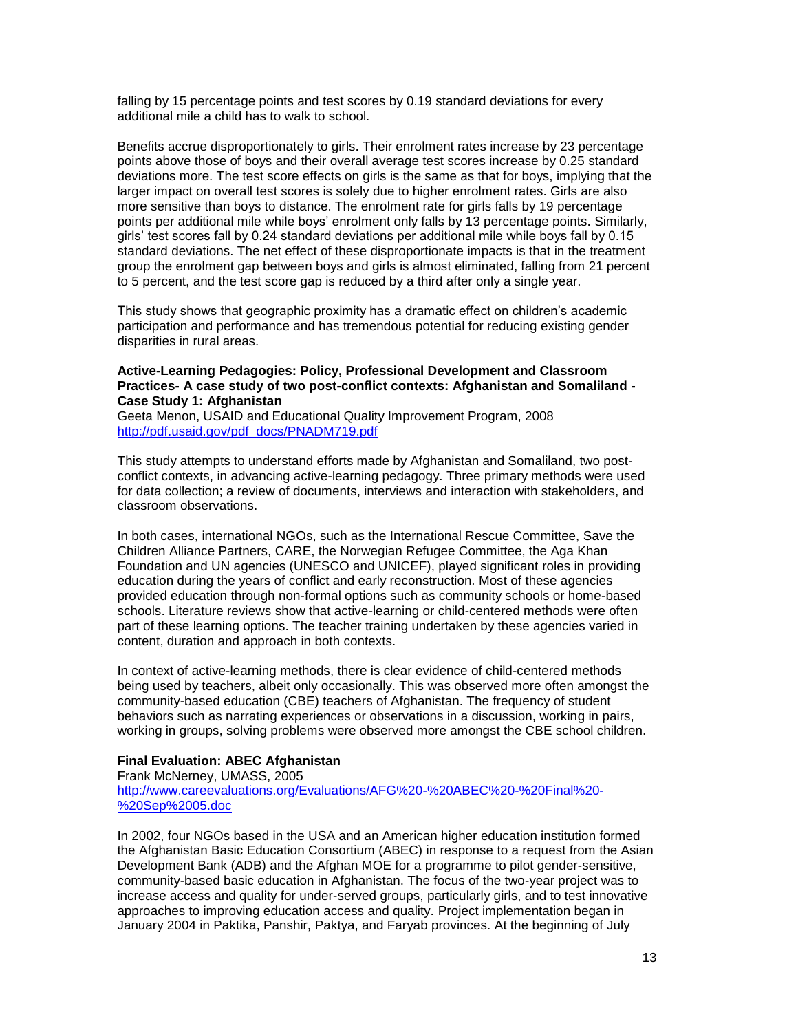falling by 15 percentage points and test scores by 0.19 standard deviations for every additional mile a child has to walk to school.

Benefits accrue disproportionately to girls. Their enrolment rates increase by 23 percentage points above those of boys and their overall average test scores increase by 0.25 standard deviations more. The test score effects on girls is the same as that for boys, implying that the larger impact on overall test scores is solely due to higher enrolment rates. Girls are also more sensitive than boys to distance. The enrolment rate for girls falls by 19 percentage points per additional mile while boys' enrolment only falls by 13 percentage points. Similarly, girls' test scores fall by 0.24 standard deviations per additional mile while boys fall by 0.15 standard deviations. The net effect of these disproportionate impacts is that in the treatment group the enrolment gap between boys and girls is almost eliminated, falling from 21 percent to 5 percent, and the test score gap is reduced by a third after only a single year.

This study shows that geographic proximity has a dramatic effect on children's academic participation and performance and has tremendous potential for reducing existing gender disparities in rural areas.

**Active-Learning Pedagogies: Policy, Professional Development and Classroom Practices- A case study of two post-conflict contexts: Afghanistan and Somaliland - Case Study 1: Afghanistan**
Geeta Menon, USAID and Educational Quality Improvement Program, 2008
http://pdf.usaid.gov/pdf_docs/PNADM719.pdf

This study attempts to understand efforts made by Afghanistan and Somaliland, two post-conflict contexts, in advancing active-learning pedagogy. Three primary methods were used for data collection; a review of documents, interviews and interaction with stakeholders, and classroom observations.

In both cases, international NGOs, such as the International Rescue Committee, Save the Children Alliance Partners, CARE, the Norwegian Refugee Committee, the Aga Khan Foundation and UN agencies (UNESCO and UNICEF), played significant roles in providing education during the years of conflict and early reconstruction. Most of these agencies provided education through non-formal options such as community schools or home-based schools. Literature reviews show that active-learning or child-centered methods were often part of these learning options. The teacher training undertaken by these agencies varied in content, duration and approach in both contexts.

In context of active-learning methods, there is clear evidence of child-centered methods being used by teachers, albeit only occasionally. This was observed more often amongst the community-based education (CBE) teachers of Afghanistan. The frequency of student behaviors such as narrating experiences or observations in a discussion, working in pairs, working in groups, solving problems were observed more amongst the CBE school children.

**Final Evaluation: ABEC Afghanistan**
Frank McNerney, UMASS, 2005
http://www.careevaluations.org/Evaluations/AFG%20-%20ABEC%20-%20Final%20-%20Sep%2005.doc

In 2002, four NGOs based in the USA and an American higher education institution formed the Afghanistan Basic Education Consortium (ABEC) in response to a request from the Asian Development Bank (ADB) and the Afghan MOE for a programme to pilot gender-sensitive, community-based basic education in Afghanistan. The focus of the two-year project was to increase access and quality for under-served groups, particularly girls, and to test innovative approaches to improving education access and quality. Project implementation began in January 2004 in Paktika, Panshir, Paktya, and Faryab provinces. At the beginning of July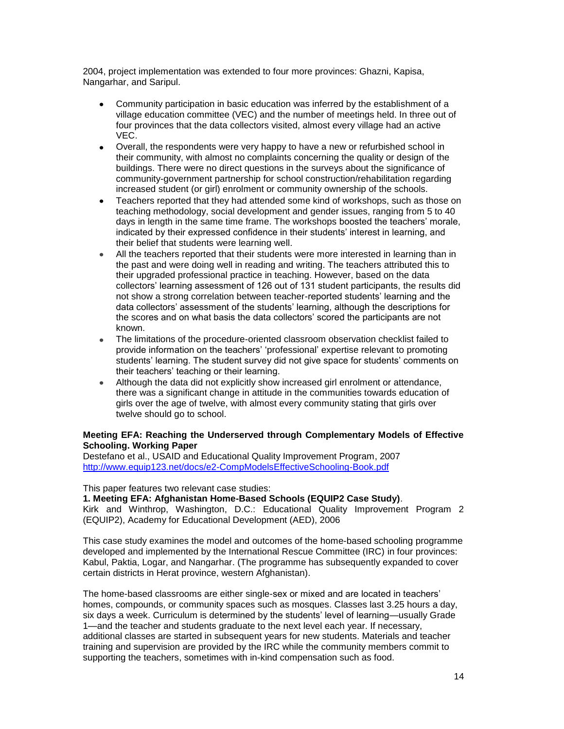2004, project implementation was extended to four more provinces: Ghazni, Kapisa, Nangarhar, and Saripul.

- Community participation in basic education was inferred by the establishment of a village education committee (VEC) and the number of meetings held. In three out of four provinces that the data collectors visited, almost every village had an active VEC.
- Overall, the respondents were very happy to have a new or refurbished school in their community, with almost no complaints concerning the quality or design of the buildings. There were no direct questions in the surveys about the significance of community-government partnership for school construction/rehabilitation regarding increased student (or girl) enrolment or community ownership of the schools.
- Teachers reported that they had attended some kind of workshops, such as those on teaching methodology, social development and gender issues, ranging from 5 to 40 days in length in the same time frame. The workshops boosted the teachers' morale, indicated by their expressed confidence in their students' interest in learning, and their belief that students were learning well.
- All the teachers reported that their students were more interested in learning than in the past and were doing well in reading and writing. The teachers attributed this to their upgraded professional practice in teaching. However, based on the data collectors' learning assessment of 126 out of 131 student participants, the results did not show a strong correlation between teacher-reported students' learning and the data collectors' assessment of the students' learning, although the descriptions for the scores and on what basis the data collectors' scored the participants are not known.
- The limitations of the procedure-oriented classroom observation checklist failed to provide information on the teachers' 'professional' expertise relevant to promoting students' learning. The student survey did not give space for students' comments on their teachers' teaching or their learning.
- Although the data did not explicitly show increased girl enrolment or attendance, there was a significant change in attitude in the communities towards education of girls over the age of twelve, with almost every community stating that girls over twelve should go to school.

**Meeting EFA: Reaching the Underserved through Complementary Models of Effective Schooling. Working Paper**
Destefano et al., USAID and Educational Quality Improvement Program, 2007
http://www.equip123.net/docs/e2-CompModelsEffectiveSchooling-Book.pdf

This paper features two relevant case studies:
**1. Meeting EFA: Afghanistan Home-Based Schools (EQUIP2 Case Study)**.
Kirk and Winthrop, Washington, D.C.: Educational Quality Improvement Program 2 (EQUIP2), Academy for Educational Development (AED), 2006

This case study examines the model and outcomes of the home-based schooling programme developed and implemented by the International Rescue Committee (IRC) in four provinces: Kabul, Paktia, Logar, and Nangarhar. (The programme has subsequently expanded to cover certain districts in Herat province, western Afghanistan).

The home-based classrooms are either single-sex or mixed and are located in teachers' homes, compounds, or community spaces such as mosques. Classes last 3.25 hours a day, six days a week. Curriculum is determined by the students' level of learning—usually Grade 1—and the teacher and students graduate to the next level each year. If necessary, additional classes are started in subsequent years for new students. Materials and teacher training and supervision are provided by the IRC while the community members commit to supporting the teachers, sometimes with in-kind compensation such as food.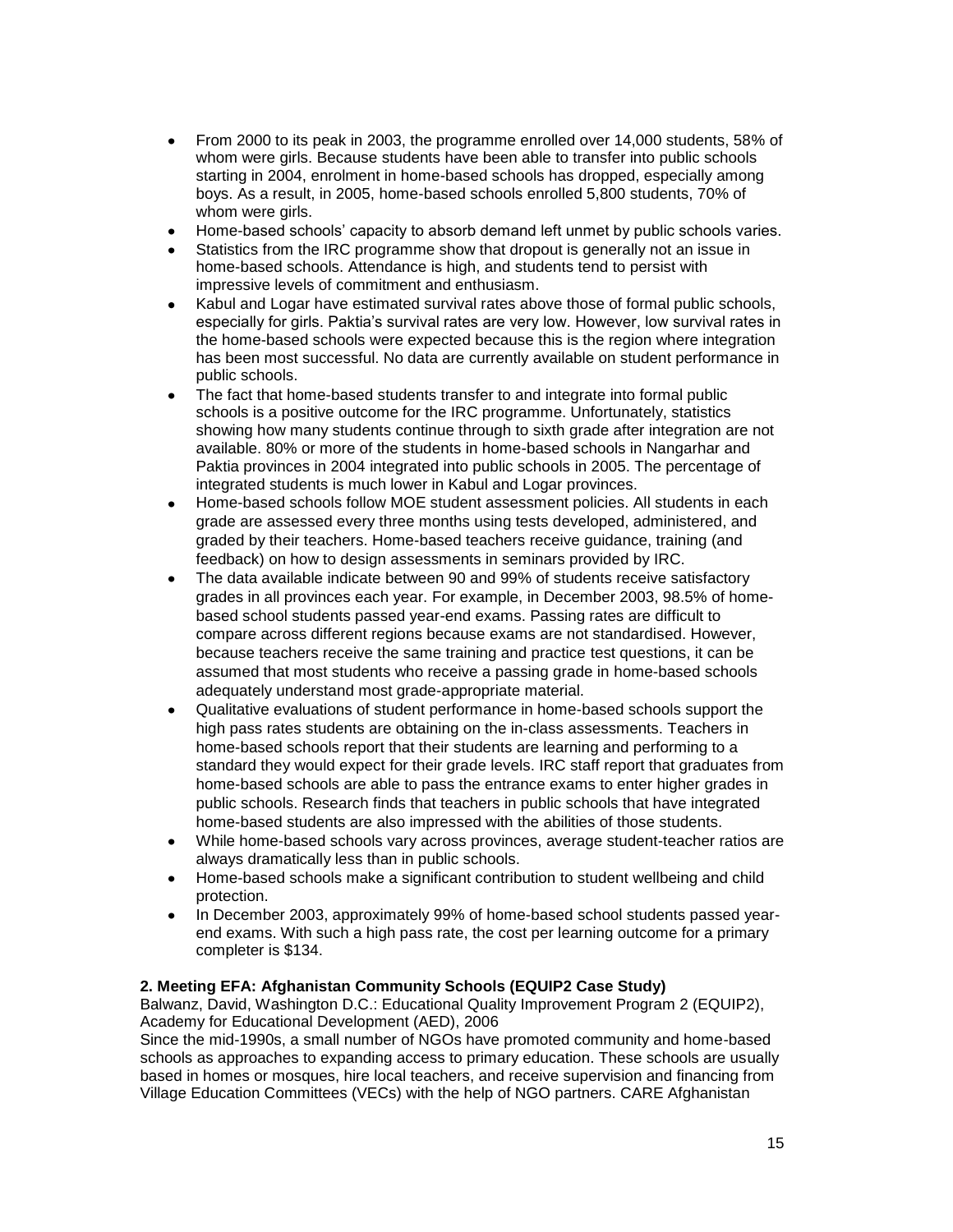- From 2000 to its peak in 2003, the programme enrolled over 14,000 students, 58% of whom were girls. Because students have been able to transfer into public schools starting in 2004, enrolment in home-based schools has dropped, especially among boys. As a result, in 2005, home-based schools enrolled 5,800 students, 70% of whom were girls.
- Home-based schools' capacity to absorb demand left unmet by public schools varies.
- Statistics from the IRC programme show that dropout is generally not an issue in home-based schools. Attendance is high, and students tend to persist with impressive levels of commitment and enthusiasm.
- Kabul and Logar have estimated survival rates above those of formal public schools, especially for girls. Paktia's survival rates are very low. However, low survival rates in the home-based schools were expected because this is the region where integration has been most successful. No data are currently available on student performance in public schools.
- The fact that home-based students transfer to and integrate into formal public schools is a positive outcome for the IRC programme. Unfortunately, statistics showing how many students continue through to sixth grade after integration are not available. 80% or more of the students in home-based schools in Nangarhar and Paktia provinces in 2004 integrated into public schools in 2005. The percentage of integrated students is much lower in Kabul and Logar provinces.
- Home-based schools follow MOE student assessment policies. All students in each grade are assessed every three months using tests developed, administered, and graded by their teachers. Home-based teachers receive guidance, training (and feedback) on how to design assessments in seminars provided by IRC.
- The data available indicate between 90 and 99% of students receive satisfactory grades in all provinces each year. For example, in December 2003, 98.5% of home-based school students passed year-end exams. Passing rates are difficult to compare across different regions because exams are not standardised. However, because teachers receive the same training and practice test questions, it can be assumed that most students who receive a passing grade in home-based schools adequately understand most grade-appropriate material.
- Qualitative evaluations of student performance in home-based schools support the high pass rates students are obtaining on the in-class assessments. Teachers in home-based schools report that their students are learning and performing to a standard they would expect for their grade levels. IRC staff report that graduates from home-based schools are able to pass the entrance exams to enter higher grades in public schools. Research finds that teachers in public schools that have integrated home-based students are also impressed with the abilities of those students.
- While home-based schools vary across provinces, average student-teacher ratios are always dramatically less than in public schools.
- Home-based schools make a significant contribution to student wellbeing and child protection.
- In December 2003, approximately 99% of home-based school students passed year-end exams. With such a high pass rate, the cost per learning outcome for a primary completer is $134.

**2. Meeting EFA: Afghanistan Community Schools (EQUIP2 Case Study)**

Balwanz, David, Washington D.C.: Educational Quality Improvement Program 2 (EQUIP2), Academy for Educational Development (AED), 2006

Since the mid-1990s, a small number of NGOs have promoted community and home-based schools as approaches to expanding access to primary education. These schools are usually based in homes or mosques, hire local teachers, and receive supervision and financing from Village Education Committees (VECs) with the help of NGO partners. CARE Afghanistan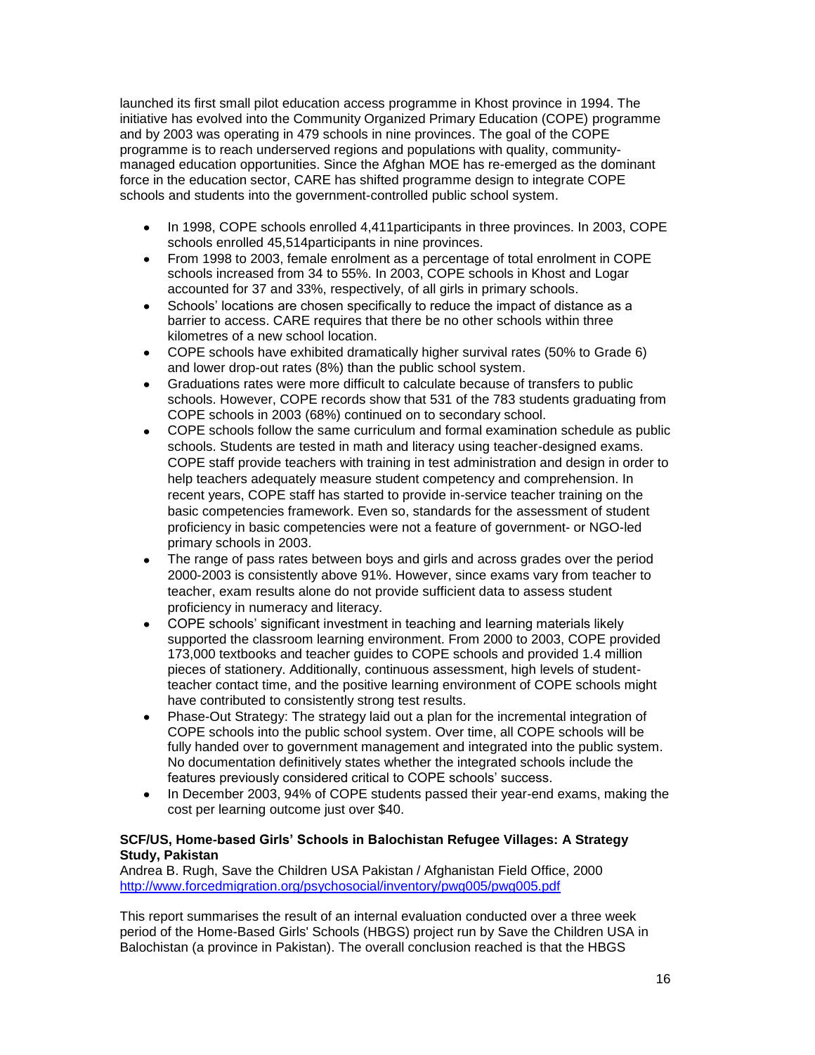launched its first small pilot education access programme in Khost province in 1994. The initiative has evolved into the Community Organized Primary Education (COPE) programme and by 2003 was operating in 479 schools in nine provinces. The goal of the COPE programme is to reach underserved regions and populations with quality, community-managed education opportunities. Since the Afghan MOE has re-emerged as the dominant force in the education sector, CARE has shifted programme design to integrate COPE schools and students into the government-controlled public school system.

- In 1998, COPE schools enrolled 4,411participants in three provinces. In 2003, COPE schools enrolled 45,514participants in nine provinces.
- From 1998 to 2003, female enrolment as a percentage of total enrolment in COPE schools increased from 34 to 55%. In 2003, COPE schools in Khost and Logar accounted for 37 and 33%, respectively, of all girls in primary schools.
- Schools' locations are chosen specifically to reduce the impact of distance as a barrier to access. CARE requires that there be no other schools within three kilometres of a new school location.
- COPE schools have exhibited dramatically higher survival rates (50% to Grade 6) and lower drop-out rates (8%) than the public school system.
- Graduations rates were more difficult to calculate because of transfers to public schools. However, COPE records show that 531 of the 783 students graduating from COPE schools in 2003 (68%) continued on to secondary school.
- COPE schools follow the same curriculum and formal examination schedule as public schools. Students are tested in math and literacy using teacher-designed exams. COPE staff provide teachers with training in test administration and design in order to help teachers adequately measure student competency and comprehension. In recent years, COPE staff has started to provide in-service teacher training on the basic competencies framework. Even so, standards for the assessment of student proficiency in basic competencies were not a feature of government- or NGO-led primary schools in 2003.
- The range of pass rates between boys and girls and across grades over the period 2000-2003 is consistently above 91%. However, since exams vary from teacher to teacher, exam results alone do not provide sufficient data to assess student proficiency in numeracy and literacy.
- COPE schools' significant investment in teaching and learning materials likely supported the classroom learning environment. From 2000 to 2003, COPE provided 173,000 textbooks and teacher guides to COPE schools and provided 1.4 million pieces of stationery. Additionally, continuous assessment, high levels of student-teacher contact time, and the positive learning environment of COPE schools might have contributed to consistently strong test results.
- Phase-Out Strategy: The strategy laid out a plan for the incremental integration of COPE schools into the public school system. Over time, all COPE schools will be fully handed over to government management and integrated into the public system. No documentation definitively states whether the integrated schools include the features previously considered critical to COPE schools' success.
- In December 2003, 94% of COPE students passed their year-end exams, making the cost per learning outcome just over $40.

**SCF/US, Home-based Girls' Schools in Balochistan Refugee Villages: A Strategy Study, Pakistan**

Andrea B. Rugh, Save the Children USA Pakistan / Afghanistan Field Office, 2000
http://www.forcedmigration.org/psychosocial/inventory/pwg005/pwg005.pdf

This report summarises the result of an internal evaluation conducted over a three week period of the Home-Based Girls' Schools (HBGS) project run by Save the Children USA in Balochistan (a province in Pakistan). The overall conclusion reached is that the HBGS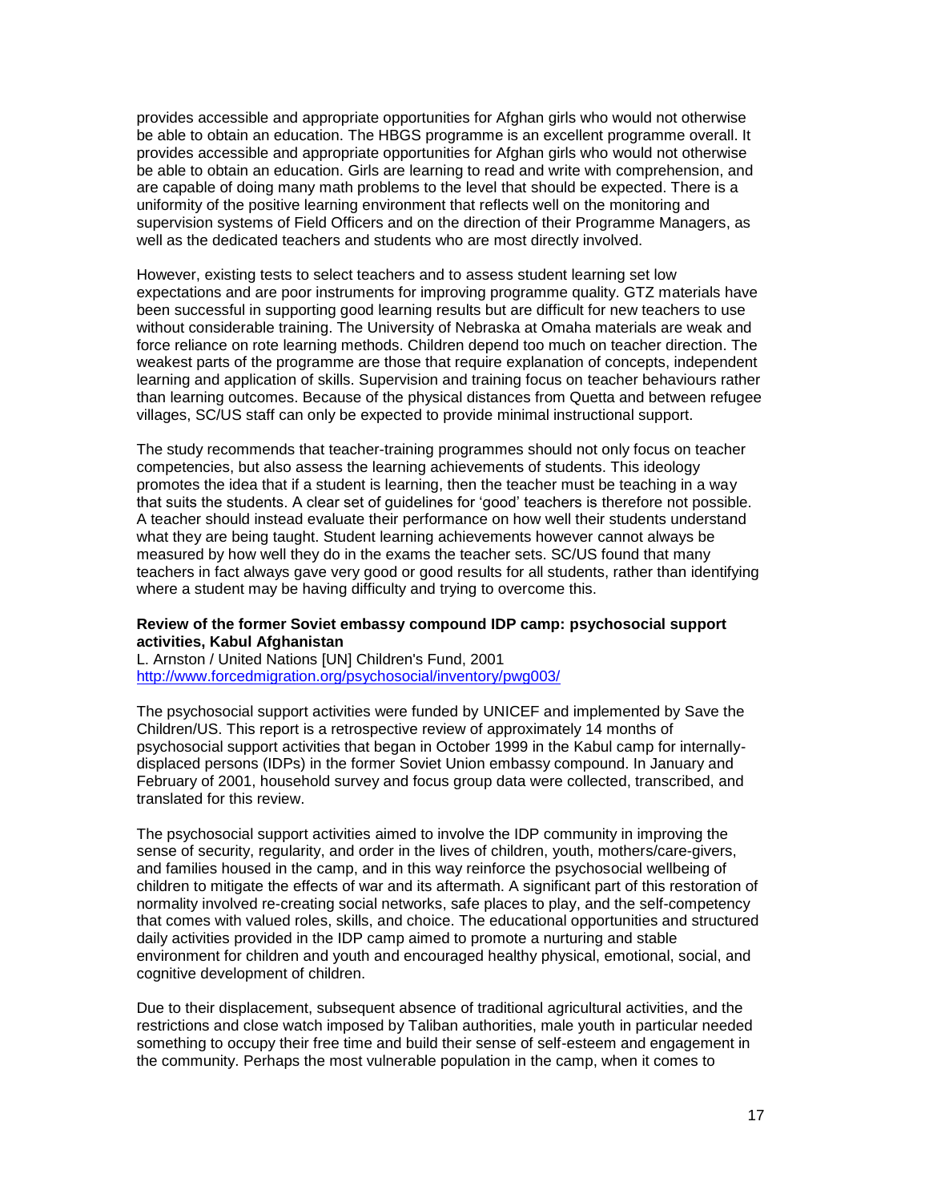provides accessible and appropriate opportunities for Afghan girls who would not otherwise be able to obtain an education. The HBGS programme is an excellent programme overall. It provides accessible and appropriate opportunities for Afghan girls who would not otherwise be able to obtain an education. Girls are learning to read and write with comprehension, and are capable of doing many math problems to the level that should be expected. There is a uniformity of the positive learning environment that reflects well on the monitoring and supervision systems of Field Officers and on the direction of their Programme Managers, as well as the dedicated teachers and students who are most directly involved.

However, existing tests to select teachers and to assess student learning set low expectations and are poor instruments for improving programme quality. GTZ materials have been successful in supporting good learning results but are difficult for new teachers to use without considerable training. The University of Nebraska at Omaha materials are weak and force reliance on rote learning methods. Children depend too much on teacher direction. The weakest parts of the programme are those that require explanation of concepts, independent learning and application of skills. Supervision and training focus on teacher behaviours rather than learning outcomes. Because of the physical distances from Quetta and between refugee villages, SC/US staff can only be expected to provide minimal instructional support.

The study recommends that teacher-training programmes should not only focus on teacher competencies, but also assess the learning achievements of students. This ideology promotes the idea that if a student is learning, then the teacher must be teaching in a way that suits the students. A clear set of guidelines for 'good' teachers is therefore not possible. A teacher should instead evaluate their performance on how well their students understand what they are being taught. Student learning achievements however cannot always be measured by how well they do in the exams the teacher sets. SC/US found that many teachers in fact always gave very good or good results for all students, rather than identifying where a student may be having difficulty and trying to overcome this.

**Review of the former Soviet embassy compound IDP camp: psychosocial support activities, Kabul Afghanistan**
L. Arnston / United Nations [UN] Children's Fund, 2001
http://www.forcedmigration.org/psychosocial/inventory/pwg003/

The psychosocial support activities were funded by UNICEF and implemented by Save the Children/US. This report is a retrospective review of approximately 14 months of psychosocial support activities that began in October 1999 in the Kabul camp for internally-displaced persons (IDPs) in the former Soviet Union embassy compound. In January and February of 2001, household survey and focus group data were collected, transcribed, and translated for this review.

The psychosocial support activities aimed to involve the IDP community in improving the sense of security, regularity, and order in the lives of children, youth, mothers/care-givers, and families housed in the camp, and in this way reinforce the psychosocial wellbeing of children to mitigate the effects of war and its aftermath. A significant part of this restoration of normality involved re-creating social networks, safe places to play, and the self-competency that comes with valued roles, skills, and choice. The educational opportunities and structured daily activities provided in the IDP camp aimed to promote a nurturing and stable environment for children and youth and encouraged healthy physical, emotional, social, and cognitive development of children.

Due to their displacement, subsequent absence of traditional agricultural activities, and the restrictions and close watch imposed by Taliban authorities, male youth in particular needed something to occupy their free time and build their sense of self-esteem and engagement in the community. Perhaps the most vulnerable population in the camp, when it comes to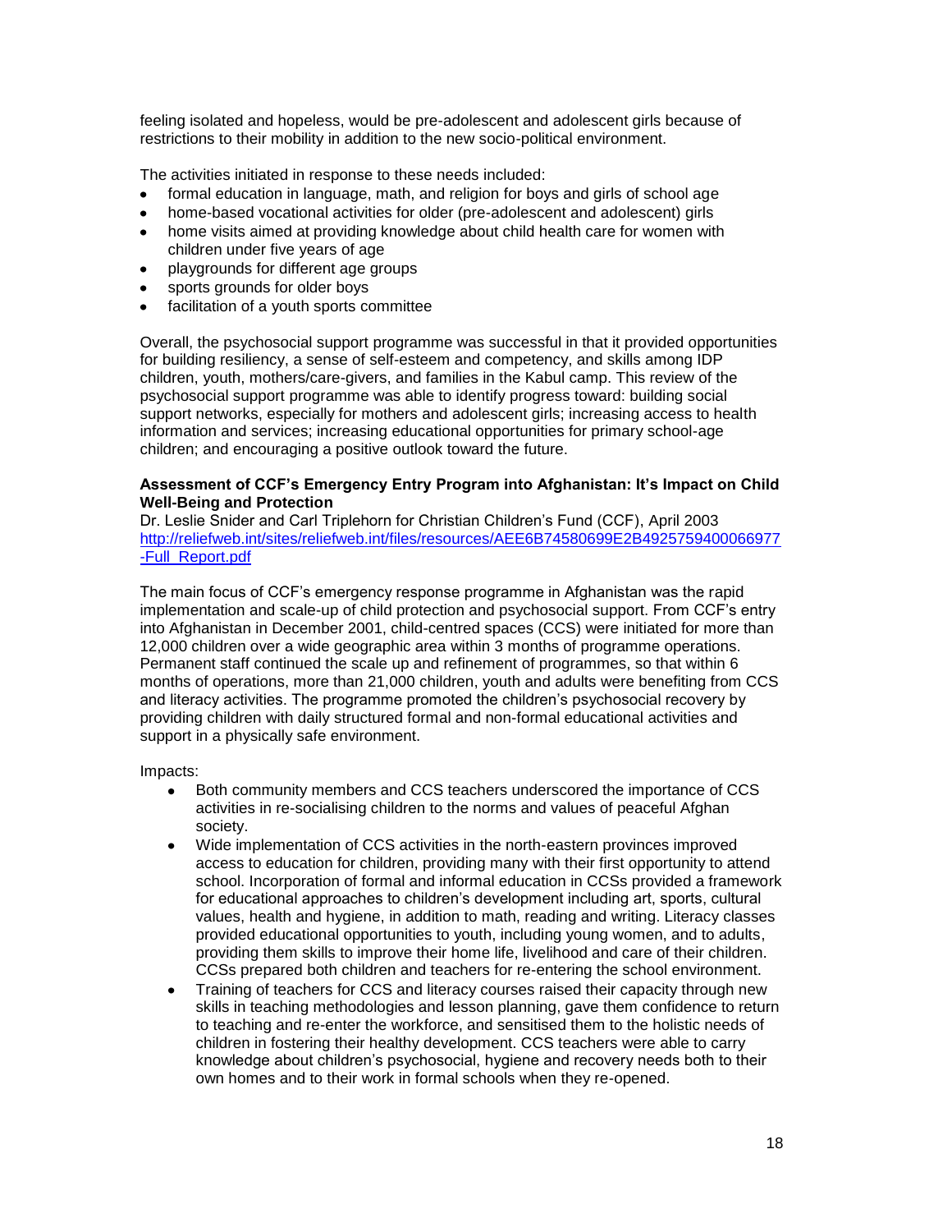feeling isolated and hopeless, would be pre-adolescent and adolescent girls because of restrictions to their mobility in addition to the new socio-political environment.

The activities initiated in response to these needs included:

- formal education in language, math, and religion for boys and girls of school age
- home-based vocational activities for older (pre-adolescent and adolescent) girls
- home visits aimed at providing knowledge about child health care for women with children under five years of age
- playgrounds for different age groups
- sports grounds for older boys
- facilitation of a youth sports committee

Overall, the psychosocial support programme was successful in that it provided opportunities for building resiliency, a sense of self-esteem and competency, and skills among IDP children, youth, mothers/care-givers, and families in the Kabul camp. This review of the psychosocial support programme was able to identify progress toward: building social support networks, especially for mothers and adolescent girls; increasing access to health information and services; increasing educational opportunities for primary school-age children; and encouraging a positive outlook toward the future.

**Assessment of CCF's Emergency Entry Program into Afghanistan: It's Impact on Child Well-Being and Protection**

Dr. Leslie Snider and Carl Triplehorn for Christian Children's Fund (CCF), April 2003
http://reliefweb.int/sites/reliefweb.int/files/resources/AEE6B74580699E2B4925759400066977-Full_Report.pdf

The main focus of CCF's emergency response programme in Afghanistan was the rapid implementation and scale-up of child protection and psychosocial support. From CCF's entry into Afghanistan in December 2001, child-centred spaces (CCS) were initiated for more than 12,000 children over a wide geographic area within 3 months of programme operations. Permanent staff continued the scale up and refinement of programmes, so that within 6 months of operations, more than 21,000 children, youth and adults were benefiting from CCS and literacy activities. The programme promoted the children's psychosocial recovery by providing children with daily structured formal and non-formal educational activities and support in a physically safe environment.

Impacts:

- Both community members and CCS teachers underscored the importance of CCS activities in re-socialising children to the norms and values of peaceful Afghan society.
- Wide implementation of CCS activities in the north-eastern provinces improved access to education for children, providing many with their first opportunity to attend school. Incorporation of formal and informal education in CCSs provided a framework for educational approaches to children's development including art, sports, cultural values, health and hygiene, in addition to math, reading and writing. Literacy classes provided educational opportunities to youth, including young women, and to adults, providing them skills to improve their home life, livelihood and care of their children. CCSs prepared both children and teachers for re-entering the school environment.
- Training of teachers for CCS and literacy courses raised their capacity through new skills in teaching methodologies and lesson planning, gave them confidence to return to teaching and re-enter the workforce, and sensitised them to the holistic needs of children in fostering their healthy development. CCS teachers were able to carry knowledge about children's psychosocial, hygiene and recovery needs both to their own homes and to their work in formal schools when they re-opened.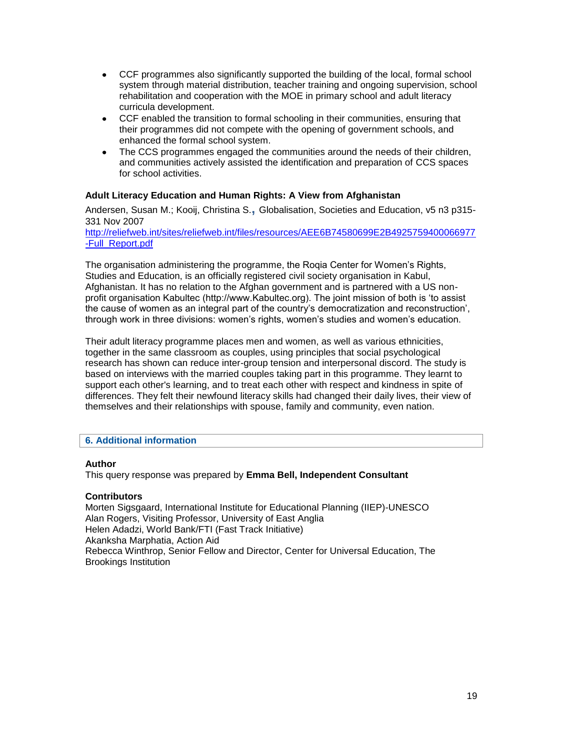- CCF programmes also significantly supported the building of the local, formal school system through material distribution, teacher training and ongoing supervision, school rehabilitation and cooperation with the MOE in primary school and adult literacy curricula development.
- CCF enabled the transition to formal schooling in their communities, ensuring that their programmes did not compete with the opening of government schools, and enhanced the formal school system.
- The CCS programmes engaged the communities around the needs of their children, and communities actively assisted the identification and preparation of CCS spaces for school activities.

**Adult Literacy Education and Human Rights: A View from Afghanistan**

Andersen, Susan M.; Kooij, Christina S., Globalisation, Societies and Education, v5 n3 p315-331 Nov 2007
http://reliefweb.int/sites/reliefweb.int/files/resources/AEE6B74580699E2B4925759400066977-Full_Report.pdf

The organisation administering the programme, the Roqia Center for Women's Rights, Studies and Education, is an officially registered civil society organisation in Kabul, Afghanistan. It has no relation to the Afghan government and is partnered with a US non-profit organisation Kabultec (http://www.Kabultec.org). The joint mission of both is 'to assist the cause of women as an integral part of the country's democratization and reconstruction', through work in three divisions: women's rights, women's studies and women's education.

Their adult literacy programme places men and women, as well as various ethnicities, together in the same classroom as couples, using principles that social psychological research has shown can reduce inter-group tension and interpersonal discord. The study is based on interviews with the married couples taking part in this programme. They learnt to support each other's learning, and to treat each other with respect and kindness in spite of differences. They felt their newfound literacy skills had changed their daily lives, their view of themselves and their relationships with spouse, family and community, even nation.

## 6. Additional information

**Author**
This query response was prepared by **Emma Bell, Independent Consultant**

**Contributors**
Morten Sigsgaard, International Institute for Educational Planning (IIEP)-UNESCO
Alan Rogers, Visiting Professor, University of East Anglia
Helen Adadzi, World Bank/FTI (Fast Track Initiative)
Akanksha Marphatia, Action Aid
Rebecca Winthrop, Senior Fellow and Director, Center for Universal Education, The Brookings Institution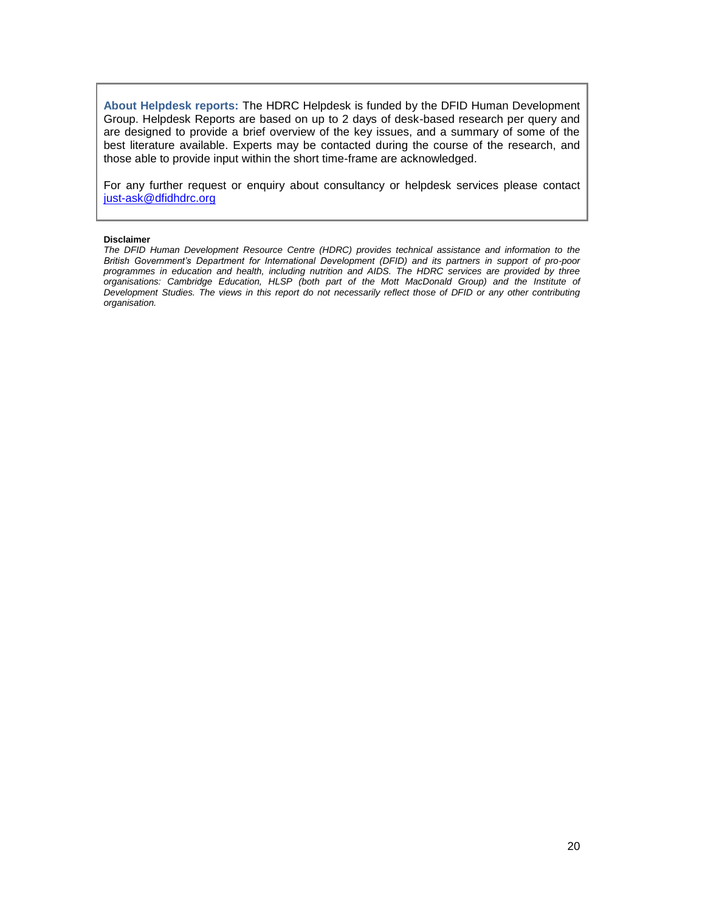**About Helpdesk reports:** The HDRC Helpdesk is funded by the DFID Human Development Group. Helpdesk Reports are based on up to 2 days of desk-based research per query and are designed to provide a brief overview of the key issues, and a summary of some of the best literature available. Experts may be contacted during the course of the research, and those able to provide input within the short time-frame are acknowledged.

For any further request or enquiry about consultancy or helpdesk services please contact just-ask@dfidhdrc.org

**Disclaimer**

*The DFID Human Development Resource Centre (HDRC) provides technical assistance and information to the British Government's Department for International Development (DFID) and its partners in support of pro-poor programmes in education and health, including nutrition and AIDS. The HDRC services are provided by three organisations: Cambridge Education, HLSP (both part of the Mott MacDonald Group) and the Institute of Development Studies. The views in this report do not necessarily reflect those of DFID or any other contributing organisation.*